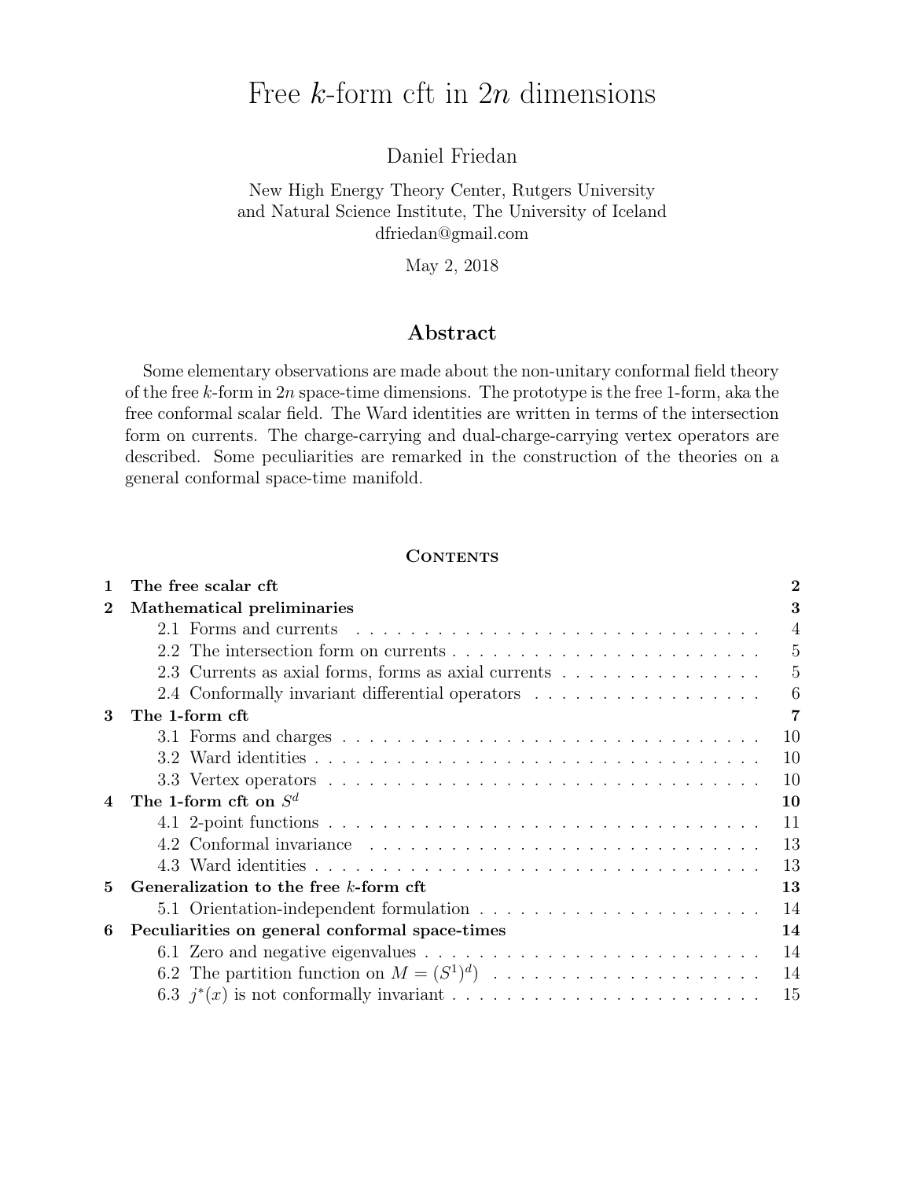# Free $k$-form cft in $2n$ dimensions

Daniel Friedan

New High Energy Theory Center, Rutgers University
and Natural Science Institute, The University of Iceland
dfriedan@gmail.com

May 2, 2018

## Abstract

Some elementary observations are made about the non-unitary conformal field theory of the free $k$-form in $2n$ space-time dimensions. The prototype is the free 1-form, aka the free conformal scalar field. The Ward identities are written in terms of the intersection form on currents. The charge-carrying and dual-charge-carrying vertex operators are described. Some peculiarities are remarked in the construction of the theories on a general conformal space-time manifold.

## Contents

| | | |
|---|---|---|
| **1** | **The free scalar cft** | **2** |
| **2** | **Mathematical preliminaries** | **3** |
| | 2.1 Forms and currents | 4 |
| | 2.2 The intersection form on currents | 5 |
| | 2.3 Currents as axial forms, forms as axial currents | 5 |
| | 2.4 Conformally invariant differential operators | 6 |
| **3** | **The 1-form cft** | **7** |
| | 3.1 Forms and charges | 10 |
| | 3.2 Ward identities | 10 |
| | 3.3 Vertex operators | 10 |
| **4** | **The 1-form cft on $S^d$** | **10** |
| | 4.1 2-point functions | 11 |
| | 4.2 Conformal invariance | 13 |
| | 4.3 Ward identities | 13 |
| **5** | **Generalization to the free $k$-form cft** | **13** |
| | 5.1 Orientation-independent formulation | 14 |
| **6** | **Peculiarities on general conformal space-times** | **14** |
| | 6.1 Zero and negative eigenvalues | 14 |
| | 6.2 The partition function on $M = (S^1)^d$ | 14 |
| | 6.3 $j^*(x)$ is not conformally invariant | 15 |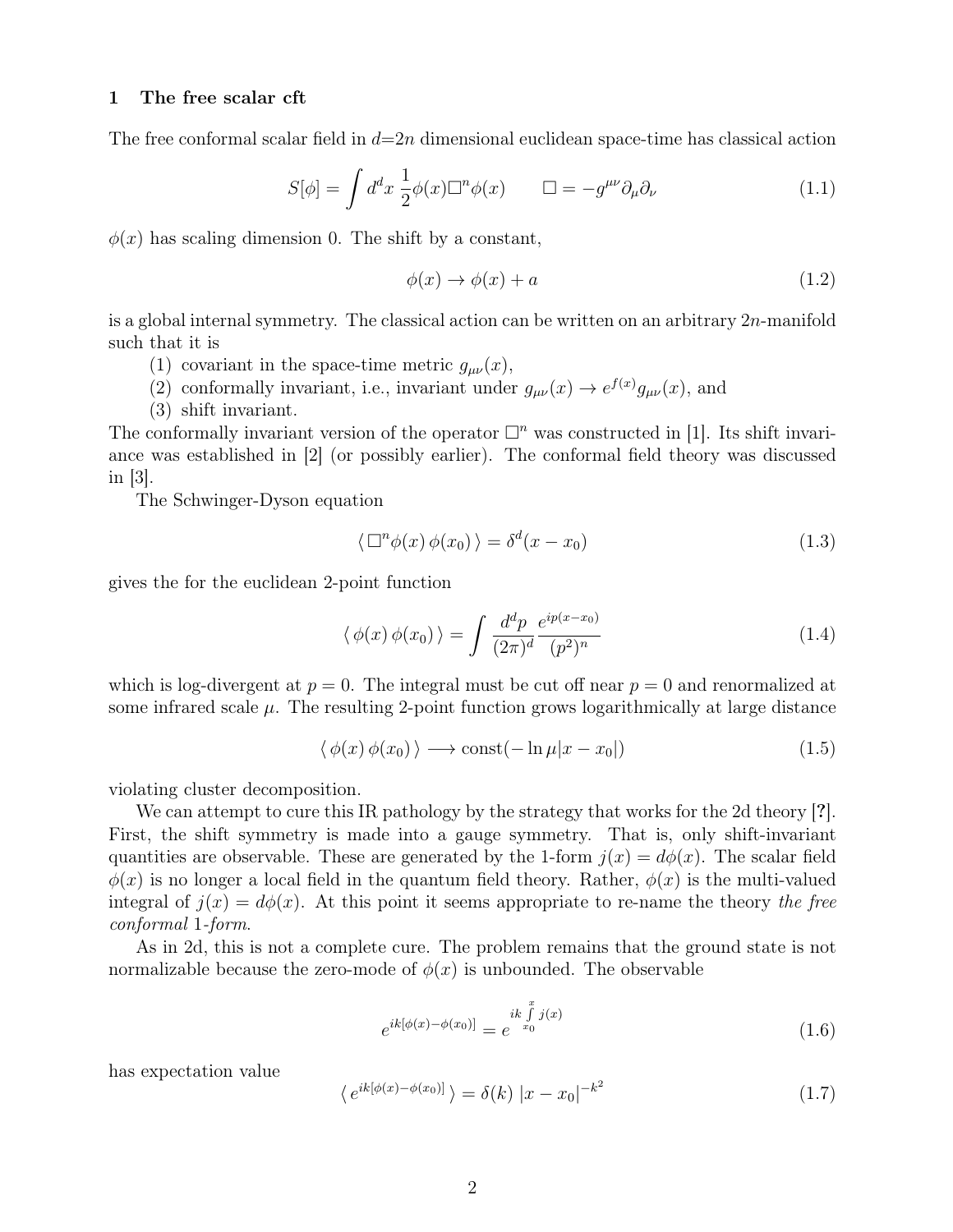## 1 The free scalar cft

The free conformal scalar field in $d{=}2n$ dimensional euclidean space-time has classical action

$$S[\phi] = \int d^d x \, \frac{1}{2} \phi(x) \Box^n \phi(x) \qquad \Box = -g^{\mu\nu}\partial_\mu \partial_\nu \tag{1.1}$$

$\phi(x)$ has scaling dimension 0. The shift by a constant,

$$\phi(x) \to \phi(x) + a \tag{1.2}$$

is a global internal symmetry. The classical action can be written on an arbitrary $2n$-manifold such that it is

(1) covariant in the space-time metric $g_{\mu\nu}(x)$,
(2) conformally invariant, i.e., invariant under $g_{\mu\nu}(x) \to e^{f(x)} g_{\mu\nu}(x)$, and
(3) shift invariant.

The conformally invariant version of the operator $\Box^n$ was constructed in [1]. Its shift invariance was established in [2] (or possibly earlier). The conformal field theory was discussed in [3].

The Schwinger-Dyson equation

$$\langle \, \Box^n \phi(x) \, \phi(x_0) \, \rangle = \delta^d(x - x_0) \tag{1.3}$$

gives the for the euclidean 2-point function

$$\langle \, \phi(x) \, \phi(x_0) \, \rangle = \int \frac{d^d p}{(2\pi)^d} \frac{e^{ip(x-x_0)}}{(p^2)^n} \tag{1.4}$$

which is log-divergent at $p = 0$. The integral must be cut off near $p = 0$ and renormalized at some infrared scale $\mu$. The resulting 2-point function grows logarithmically at large distance

$$\langle \, \phi(x) \, \phi(x_0) \, \rangle \longrightarrow \text{const}(-\ln \mu |x - x_0|) \tag{1.5}$$

violating cluster decomposition.

We can attempt to cure this IR pathology by the strategy that works for the 2d theory [?]. First, the shift symmetry is made into a gauge symmetry. That is, only shift-invariant quantities are observable. These are generated by the 1-form $j(x) = d\phi(x)$. The scalar field $\phi(x)$ is no longer a local field in the quantum field theory. Rather, $\phi(x)$ is the multi-valued integral of $j(x) = d\phi(x)$. At this point it seems appropriate to re-name the theory *the free conformal 1-form*.

As in 2d, this is not a complete cure. The problem remains that the ground state is not normalizable because the zero-mode of $\phi(x)$ is unbounded. The observable

$$e^{ik[\phi(x)-\phi(x_0)]} = e^{ik\int_{x_0}^{x} j(x)} \tag{1.6}$$

has expectation value

$$\langle \, e^{ik[\phi(x)-\phi(x_0)]} \, \rangle = \delta(k) \, |x - x_0|^{-k^2} \tag{1.7}$$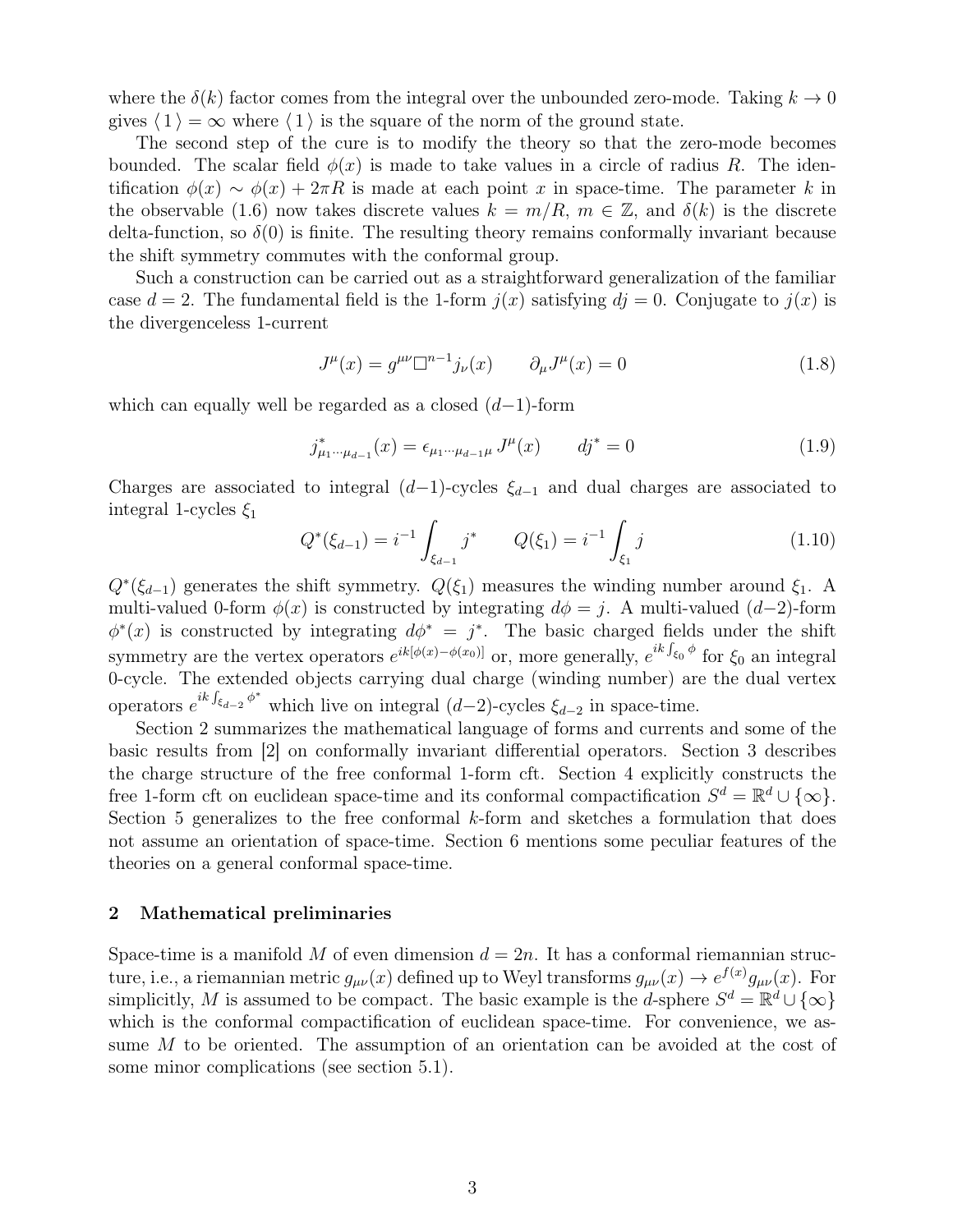where the $\delta(k)$ factor comes from the integral over the unbounded zero-mode. Taking $k \to 0$ gives $\langle 1 \rangle = \infty$ where $\langle 1 \rangle$ is the square of the norm of the ground state.

The second step of the cure is to modify the theory so that the zero-mode becomes bounded. The scalar field $\phi(x)$ is made to take values in a circle of radius $R$. The identification $\phi(x) \sim \phi(x) + 2\pi R$ is made at each point $x$ in space-time. The parameter $k$ in the observable (1.6) now takes discrete values $k = m/R$, $m \in \mathbb{Z}$, and $\delta(k)$ is the discrete delta-function, so $\delta(0)$ is finite. The resulting theory remains conformally invariant because the shift symmetry commutes with the conformal group.

Such a construction can be carried out as a straightforward generalization of the familiar case $d = 2$. The fundamental field is the 1-form $j(x)$ satisfying $dj = 0$. Conjugate to $j(x)$ is the divergenceless 1-current

$$J^\mu(x) = g^{\mu\nu}\Box^{n-1}j_\nu(x) \qquad \partial_\mu J^\mu(x) = 0 \tag{1.8}$$

which can equally well be regarded as a closed $(d-1)$-form

$$j^*_{\mu_1\cdots\mu_{d-1}}(x) = \epsilon_{\mu_1\cdots\mu_{d-1}\mu}\, J^\mu(x) \qquad dj^* = 0 \tag{1.9}$$

Charges are associated to integral $(d-1)$-cycles $\xi_{d-1}$ and dual charges are associated to integral 1-cycles $\xi_1$

$$Q^*(\xi_{d-1}) = i^{-1}\int_{\xi_{d-1}} j^* \qquad Q(\xi_1) = i^{-1}\int_{\xi_1} j \tag{1.10}$$

$Q^*(\xi_{d-1})$ generates the shift symmetry. $Q(\xi_1)$ measures the winding number around $\xi_1$. A multi-valued 0-form $\phi(x)$ is constructed by integrating $d\phi = j$. A multi-valued $(d-2)$-form $\phi^*(x)$ is constructed by integrating $d\phi^* = j^*$. The basic charged fields under the shift symmetry are the vertex operators $e^{ik[\phi(x)-\phi(x_0)]}$ or, more generally, $e^{ik\int_{\xi_0}\phi}$ for $\xi_0$ an integral 0-cycle. The extended objects carrying dual charge (winding number) are the dual vertex operators $e^{ik\int_{\xi_{d-2}}\phi^*}$ which live on integral $(d-2)$-cycles $\xi_{d-2}$ in space-time.

Section 2 summarizes the mathematical language of forms and currents and some of the basic results from [2] on conformally invariant differential operators. Section 3 describes the charge structure of the free conformal 1-form cft. Section 4 explicitly constructs the free 1-form cft on euclidean space-time and its conformal compactification $S^d = \mathbb{R}^d \cup \{\infty\}$. Section 5 generalizes to the free conformal $k$-form and sketches a formulation that does not assume an orientation of space-time. Section 6 mentions some peculiar features of the theories on a general conformal space-time.

## 2 Mathematical preliminaries

Space-time is a manifold $M$ of even dimension $d = 2n$. It has a conformal riemannian structure, i.e., a riemannian metric $g_{\mu\nu}(x)$ defined up to Weyl transforms $g_{\mu\nu}(x) \to e^{f(x)}g_{\mu\nu}(x)$. For simplicitly, $M$ is assumed to be compact. The basic example is the $d$-sphere $S^d = \mathbb{R}^d \cup \{\infty\}$ which is the conformal compactification of euclidean space-time. For convenience, we assume $M$ to be oriented. The assumption of an orientation can be avoided at the cost of some minor complications (see section 5.1).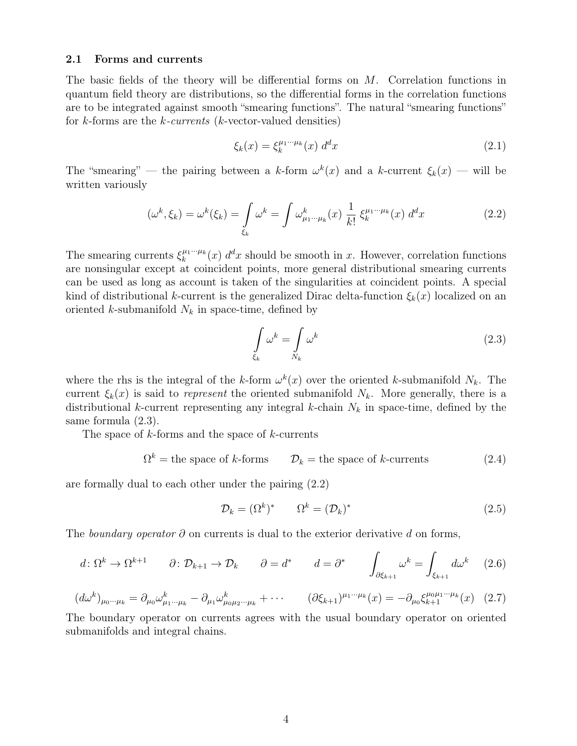### 2.1 Forms and currents

The basic fields of the theory will be differential forms on $M$. Correlation functions in quantum field theory are distributions, so the differential forms in the correlation functions are to be integrated against smooth "smearing functions". The natural "smearing functions" for $k$-forms are the *$k$-currents* ($k$-vector-valued densities)

$$\xi_k(x) = \xi_k^{\mu_1 \cdots \mu_k}(x)\, d^d x \tag{2.1}$$

The "smearing" — the pairing between a $k$-form $\omega^k(x)$ and a $k$-current $\xi_k(x)$ — will be written variously

$$(\omega^k, \xi_k) = \omega^k(\xi_k) = \int_{\xi_k} \omega^k = \int \omega^k_{\mu_1 \cdots \mu_k}(x)\, \frac{1}{k!}\, \xi_k^{\mu_1 \cdots \mu_k}(x)\, d^d x \tag{2.2}$$

The smearing currents $\xi_k^{\mu_1 \cdots \mu_k}(x)\, d^d x$ should be smooth in $x$. However, correlation functions are nonsingular except at coincident points, more general distributional smearing currents can be used as long as account is taken of the singularities at coincident points. A special kind of distributional $k$-current is the generalized Dirac delta-function $\xi_k(x)$ localized on an oriented $k$-submanifold $N_k$ in space-time, defined by

$$\int_{\xi_k} \omega^k = \int_{N_k} \omega^k \tag{2.3}$$

where the rhs is the integral of the $k$-form $\omega^k(x)$ over the oriented $k$-submanifold $N_k$. The current $\xi_k(x)$ is said to *represent* the oriented submanifold $N_k$. More generally, there is a distributional $k$-current representing any integral $k$-chain $N_k$ in space-time, defined by the same formula (2.3).

The space of $k$-forms and the space of $k$-currents

$$\Omega^k = \text{the space of } k\text{-forms} \qquad \mathcal{D}_k = \text{the space of } k\text{-currents} \tag{2.4}$$

are formally dual to each other under the pairing (2.2)

$$\mathcal{D}_k = (\Omega^k)^* \qquad \Omega^k = (\mathcal{D}_k)^* \tag{2.5}$$

The *boundary operator* $\partial$ on currents is dual to the exterior derivative $d$ on forms,

$$d\colon \Omega^k \to \Omega^{k+1} \qquad \partial\colon \mathcal{D}_{k+1} \to \mathcal{D}_k \qquad \partial = d^* \qquad d = \partial^* \qquad \int_{\partial \xi_{k+1}} \omega^k = \int_{\xi_{k+1}} d\omega^k \tag{2.6}$$

$$(d\omega^k)_{\mu_0 \cdots \mu_k} = \partial_{\mu_0} \omega^k_{\mu_1 \cdots \mu_k} - \partial_{\mu_1} \omega^k_{\mu_0 \mu_2 \cdots \mu_k} + \cdots \qquad (\partial \xi_{k+1})^{\mu_1 \cdots \mu_k}(x) = -\partial_{\mu_0} \xi_{k+1}^{\mu_0 \mu_1 \cdots \mu_k}(x) \tag{2.7}$$

The boundary operator on currents agrees with the usual boundary operator on oriented submanifolds and integral chains.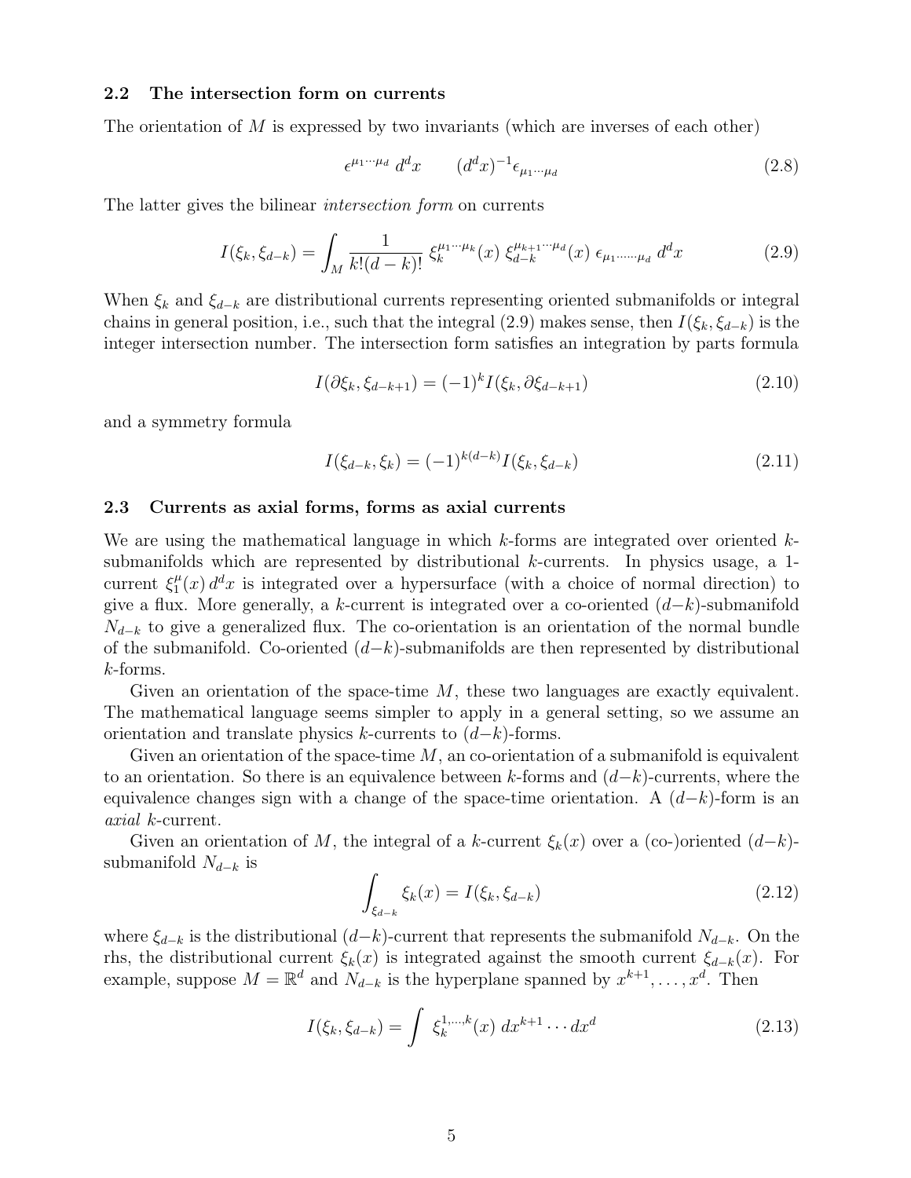### 2.2 The intersection form on currents

The orientation of $M$ is expressed by two invariants (which are inverses of each other)

$$\epsilon^{\mu_1 \cdots \mu_d} \, d^d x \qquad (d^d x)^{-1} \epsilon_{\mu_1 \cdots \mu_d} \tag{2.8}$$

The latter gives the bilinear *intersection form* on currents

$$I(\xi_k, \xi_{d-k}) = \int_M \frac{1}{k!(d-k)!} \, \xi_k^{\mu_1 \cdots \mu_k}(x) \, \xi_{d-k}^{\mu_{k+1} \cdots \mu_d}(x) \, \epsilon_{\mu_1 \cdots \cdots \mu_d} \, d^d x \tag{2.9}$$

When $\xi_k$ and $\xi_{d-k}$ are distributional currents representing oriented submanifolds or integral chains in general position, i.e., such that the integral (2.9) makes sense, then $I(\xi_k, \xi_{d-k})$ is the integer intersection number. The intersection form satisfies an integration by parts formula

$$I(\partial \xi_k, \xi_{d-k+1}) = (-1)^k I(\xi_k, \partial \xi_{d-k+1}) \tag{2.10}$$

and a symmetry formula

$$I(\xi_{d-k}, \xi_k) = (-1)^{k(d-k)} I(\xi_k, \xi_{d-k}) \tag{2.11}$$

### 2.3 Currents as axial forms, forms as axial currents

We are using the mathematical language in which $k$-forms are integrated over oriented $k$-submanifolds which are represented by distributional $k$-currents. In physics usage, a 1-current $\xi_1^\mu(x) \, d^d x$ is integrated over a hypersurface (with a choice of normal direction) to give a flux. More generally, a $k$-current is integrated over a co-oriented $(d-k)$-submanifold $N_{d-k}$ to give a generalized flux. The co-orientation is an orientation of the normal bundle of the submanifold. Co-oriented $(d-k)$-submanifolds are then represented by distributional $k$-forms.

Given an orientation of the space-time $M$, these two languages are exactly equivalent. The mathematical language seems simpler to apply in a general setting, so we assume an orientation and translate physics $k$-currents to $(d-k)$-forms.

Given an orientation of the space-time $M$, an co-orientation of a submanifold is equivalent to an orientation. So there is an equivalence between $k$-forms and $(d-k)$-currents, where the equivalence changes sign with a change of the space-time orientation. A $(d-k)$-form is an *axial* $k$-current.

Given an orientation of $M$, the integral of a $k$-current $\xi_k(x)$ over a (co-)oriented $(d-k)$-submanifold $N_{d-k}$ is

$$\int_{\xi_{d-k}} \xi_k(x) = I(\xi_k, \xi_{d-k}) \tag{2.12}$$

where $\xi_{d-k}$ is the distributional $(d-k)$-current that represents the submanifold $N_{d-k}$. On the rhs, the distributional current $\xi_k(x)$ is integrated against the smooth current $\xi_{d-k}(x)$. For example, suppose $M = \mathbb{R}^d$ and $N_{d-k}$ is the hyperplane spanned by $x^{k+1}, \ldots, x^d$. Then

$$I(\xi_k, \xi_{d-k}) = \int \, \xi_k^{1,\ldots,k}(x) \, dx^{k+1} \cdots dx^d \tag{2.13}$$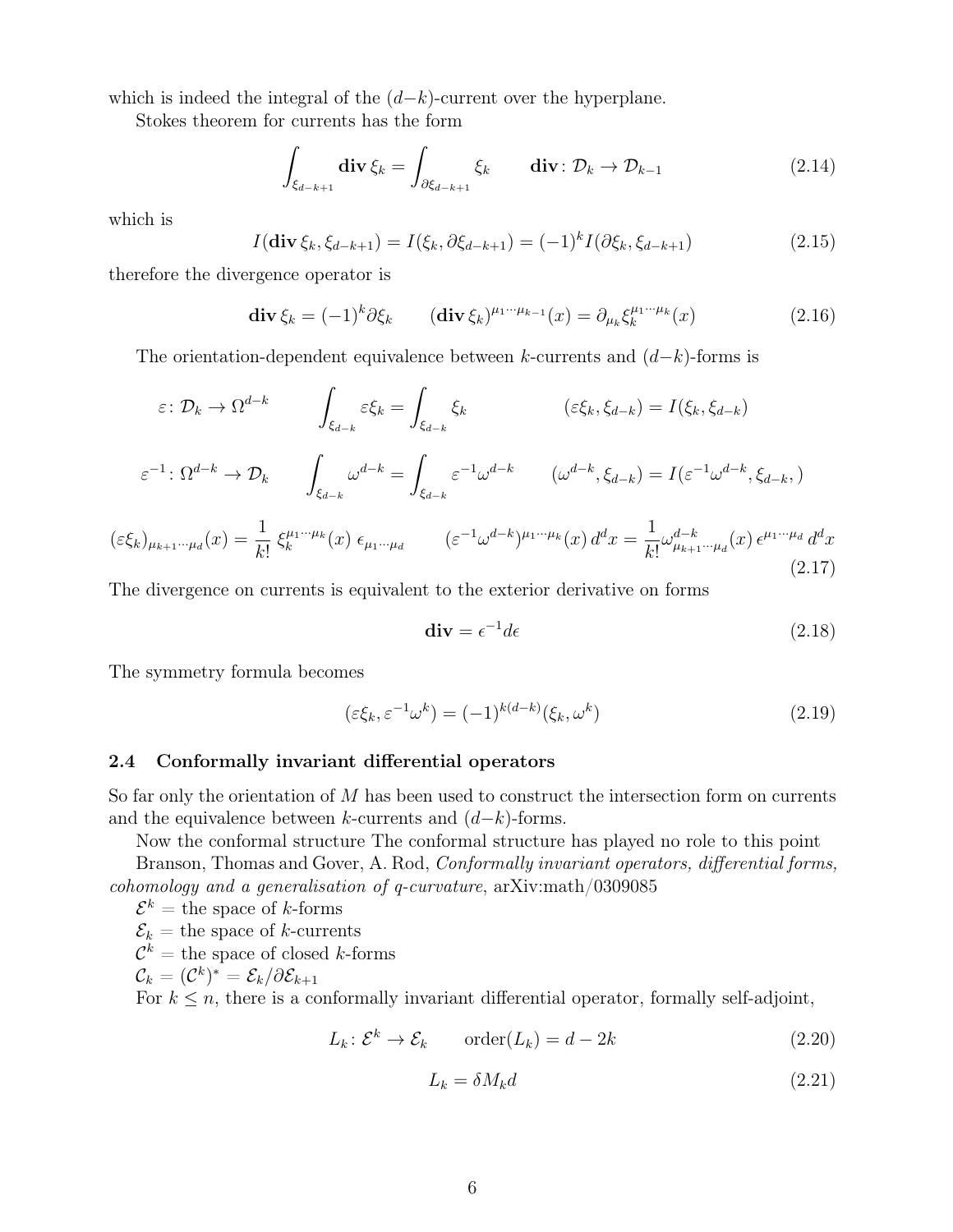which is indeed the integral of the $(d-k)$-current over the hyperplane.

Stokes theorem for currents has the form

$$\int_{\xi_{d-k+1}} \mathbf{div}\, \xi_k = \int_{\partial \xi_{d-k+1}} \xi_k \qquad \mathbf{div} \colon \mathcal{D}_k \to \mathcal{D}_{k-1} \tag{2.14}$$

which is

$$I(\mathbf{div}\, \xi_k, \xi_{d-k+1}) = I(\xi_k, \partial \xi_{d-k+1}) = (-1)^k I(\partial \xi_k, \xi_{d-k+1}) \tag{2.15}$$

therefore the divergence operator is

$$\mathbf{div}\, \xi_k = (-1)^k \partial \xi_k \qquad (\mathbf{div}\, \xi_k)^{\mu_1 \cdots \mu_{k-1}}(x) = \partial_{\mu_k} \xi_k^{\mu_1 \cdots \mu_k}(x) \tag{2.16}$$

The orientation-dependent equivalence between $k$-currents and $(d-k)$-forms is

$$\varepsilon \colon \mathcal{D}_k \to \Omega^{d-k} \qquad \int_{\xi_{d-k}} \varepsilon \xi_k = \int_{\xi_{d-k}} \xi_k \qquad (\varepsilon \xi_k, \xi_{d-k}) = I(\xi_k, \xi_{d-k})$$

$$\varepsilon^{-1} \colon \Omega^{d-k} \to \mathcal{D}_k \qquad \int_{\xi_{d-k}} \omega^{d-k} = \int_{\xi_{d-k}} \varepsilon^{-1} \omega^{d-k} \qquad (\omega^{d-k}, \xi_{d-k}) = I(\varepsilon^{-1} \omega^{d-k}, \xi_{d-k},)$$

$$(\varepsilon \xi_k)_{\mu_{k+1} \cdots \mu_d}(x) = \frac{1}{k!}\, \xi_k^{\mu_1 \cdots \mu_k}(x)\, \epsilon_{\mu_1 \cdots \mu_d} \qquad (\varepsilon^{-1} \omega^{d-k})^{\mu_1 \cdots \mu_k}(x)\, d^d x = \frac{1}{k!} \omega^{d-k}_{\mu_{k+1} \cdots \mu_d}(x)\, \epsilon^{\mu_1 \cdots \mu_d}\, d^d x \tag{2.17}$$

The divergence on currents is equivalent to the exterior derivative on forms

$$\mathbf{div} = \epsilon^{-1} d \epsilon \tag{2.18}$$

The symmetry formula becomes

$$(\varepsilon \xi_k, \varepsilon^{-1} \omega^k) = (-1)^{k(d-k)} (\xi_k, \omega^k) \tag{2.19}$$

### 2.4 Conformally invariant differential operators

So far only the orientation of $M$ has been used to construct the intersection form on currents and the equivalence between $k$-currents and $(d-k)$-forms.

Now the conformal structure The conformal structure has played no role to this point

Branson, Thomas and Gover, A. Rod, *Conformally invariant operators, differential forms, cohomology and a generalisation of q-curvature*, arXiv:math/0309085

$\mathcal{E}^k$ = the space of $k$-forms

$\mathcal{E}_k$ = the space of $k$-currents

$\mathcal{C}^k$ = the space of closed $k$-forms

$\mathcal{C}_k = (\mathcal{C}^k)^* = \mathcal{E}_k / \partial \mathcal{E}_{k+1}$

For $k \le n$, there is a conformally invariant differential operator, formally self-adjoint,

$$L_k \colon \mathcal{E}^k \to \mathcal{E}_k \qquad \text{order}(L_k) = d - 2k \tag{2.20}$$

$$L_k = \delta M_k d \tag{2.21}$$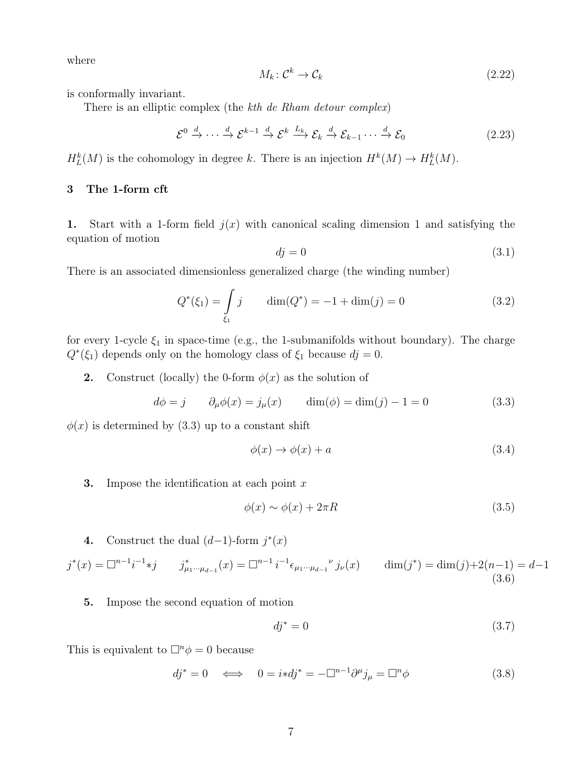where

$$M_k \colon \mathcal{C}^k \to \mathcal{C}_k \tag{2.22}$$

is conformally invariant.

There is an elliptic complex (the *kth de Rham detour complex*)

$$\mathcal{E}^0 \xrightarrow{d} \cdots \xrightarrow{d} \mathcal{E}^{k-1} \xrightarrow{d} \mathcal{E}^k \xrightarrow{L_k} \mathcal{E}_k \xrightarrow{d} \mathcal{E}_{k-1} \cdots \xrightarrow{d} \mathcal{E}_0 \tag{2.23}$$

$H^k_L(M)$ is the cohomology in degree $k$. There is an injection $H^k(M) \to H^k_L(M)$.

## 3 The 1-form cft

**1.** Start with a 1-form field $j(x)$ with canonical scaling dimension 1 and satisfying the equation of motion

$$dj = 0 \tag{3.1}$$

There is an associated dimensionless generalized charge (the winding number)

$$Q^*(\xi_1) = \int_{\xi_1} j \qquad \dim(Q^*) = -1 + \dim(j) = 0 \tag{3.2}$$

for every 1-cycle $\xi_1$ in space-time (e.g., the 1-submanifolds without boundary). The charge $Q^*(\xi_1)$ depends only on the homology class of $\xi_1$ because $dj = 0$.

**2.** Construct (locally) the 0-form $\phi(x)$ as the solution of

$$d\phi = j \qquad \partial_\mu \phi(x) = j_\mu(x) \qquad \dim(\phi) = \dim(j) - 1 = 0 \tag{3.3}$$

$\phi(x)$ is determined by (3.3) up to a constant shift

$$\phi(x) \to \phi(x) + a \tag{3.4}$$

**3.** Impose the identification at each point $x$

$$\phi(x) \sim \phi(x) + 2\pi R \tag{3.5}$$

**4.** Construct the dual $(d-1)$-form $j^*(x)$

$$j^*(x) = \Box^{n-1} i^{-1} {*j} \qquad j^*_{\mu_1 \cdots \mu_{d-1}}(x) = \Box^{n-1}\, i^{-1} \epsilon_{\mu_1 \cdots \mu_{d-1}}{}^{\nu}\, j_\nu(x) \qquad \dim(j^*) = \dim(j) + 2(n-1) = d-1 \tag{3.6}$$

**5.** Impose the second equation of motion

$$dj^* = 0 \tag{3.7}$$

This is equivalent to $\Box^n \phi = 0$ because

$$dj^* = 0 \quad \Longleftrightarrow \quad 0 = i{*dj^*} = -\Box^{n-1} \partial^\mu j_\mu = \Box^n \phi \tag{3.8}$$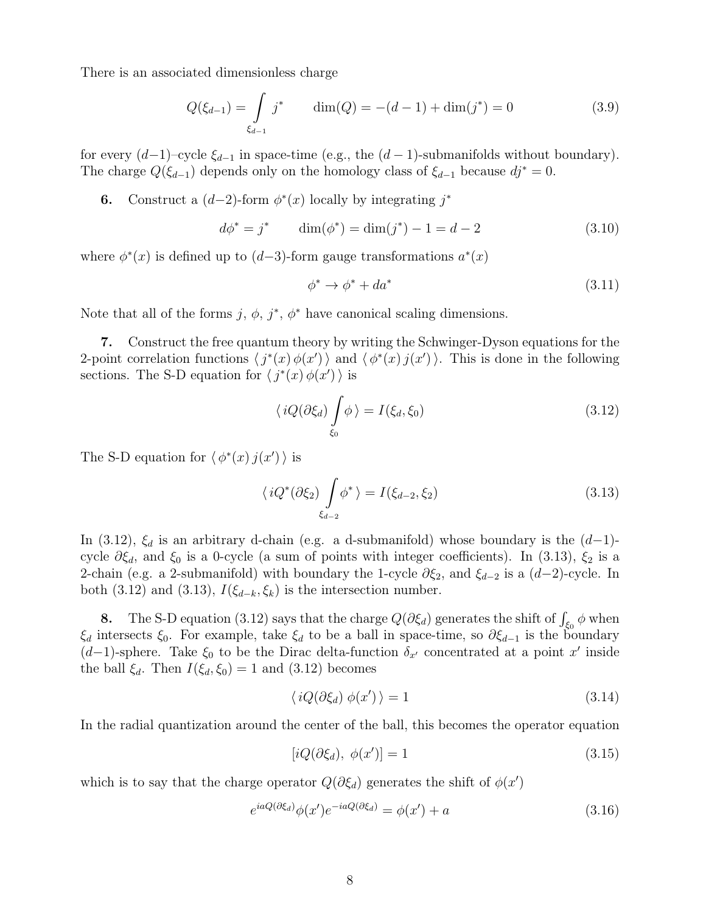There is an associated dimensionless charge

$$Q(\xi_{d-1}) = \int\limits_{\xi_{d-1}} j^* \qquad \dim(Q) = -(d-1) + \dim(j^*) = 0 \tag{3.9}$$

for every $(d-1)$–cycle $\xi_{d-1}$ in space-time (e.g., the $(d-1)$-submanifolds without boundary). The charge $Q(\xi_{d-1})$ depends only on the homology class of $\xi_{d-1}$ because $dj^* = 0$.

**6.** Construct a $(d-2)$-form $\phi^*(x)$ locally by integrating $j^*$

$$d\phi^* = j^* \qquad \dim(\phi^*) = \dim(j^*) - 1 = d-2 \tag{3.10}$$

where $\phi^*(x)$ is defined up to $(d-3)$-form gauge transformations $a^*(x)$

$$\phi^* \to \phi^* + da^* \tag{3.11}$$

Note that all of the forms $j$, $\phi$, $j^*$, $\phi^*$ have canonical scaling dimensions.

**7.** Construct the free quantum theory by writing the Schwinger-Dyson equations for the 2-point correlation functions $\langle\, j^*(x)\, \phi(x') \,\rangle$ and $\langle\, \phi^*(x)\, j(x') \,\rangle$. This is done in the following sections. The S-D equation for $\langle\, j^*(x)\, \phi(x') \,\rangle$ is

$$\langle\, iQ(\partial\xi_d) \int\limits_{\xi_0} \phi \,\rangle = I(\xi_d, \xi_0) \tag{3.12}$$

The S-D equation for $\langle\, \phi^*(x)\, j(x') \,\rangle$ is

$$\langle\, iQ^*(\partial\xi_2) \int\limits_{\xi_{d-2}} \phi^* \,\rangle = I(\xi_{d-2}, \xi_2) \tag{3.13}$$

In (3.12), $\xi_d$ is an arbitrary d-chain (e.g. a d-submanifold) whose boundary is the $(d-1)$-cycle $\partial\xi_d$, and $\xi_0$ is a 0-cycle (a sum of points with integer coefficients). In (3.13), $\xi_2$ is a 2-chain (e.g. a 2-submanifold) with boundary the 1-cycle $\partial\xi_2$, and $\xi_{d-2}$ is a $(d-2)$-cycle. In both (3.12) and (3.13), $I(\xi_{d-k}, \xi_k)$ is the intersection number.

**8.** The S-D equation (3.12) says that the charge $Q(\partial\xi_d)$ generates the shift of $\int_{\xi_0} \phi$ when $\xi_d$ intersects $\xi_0$. For example, take $\xi_d$ to be a ball in space-time, so $\partial\xi_{d-1}$ is the boundary $(d-1)$-sphere. Take $\xi_0$ to be the Dirac delta-function $\delta_{x'}$ concentrated at a point $x'$ inside the ball $\xi_d$. Then $I(\xi_d, \xi_0) = 1$ and (3.12) becomes

$$\langle\, iQ(\partial\xi_d)\ \phi(x') \,\rangle = 1 \tag{3.14}$$

In the radial quantization around the center of the ball, this becomes the operator equation

$$[iQ(\partial\xi_d),\ \phi(x')] = 1 \tag{3.15}$$

which is to say that the charge operator $Q(\partial\xi_d)$ generates the shift of $\phi(x')$

$$e^{iaQ(\partial\xi_d)} \phi(x') e^{-iaQ(\partial\xi_d)} = \phi(x') + a \tag{3.16}$$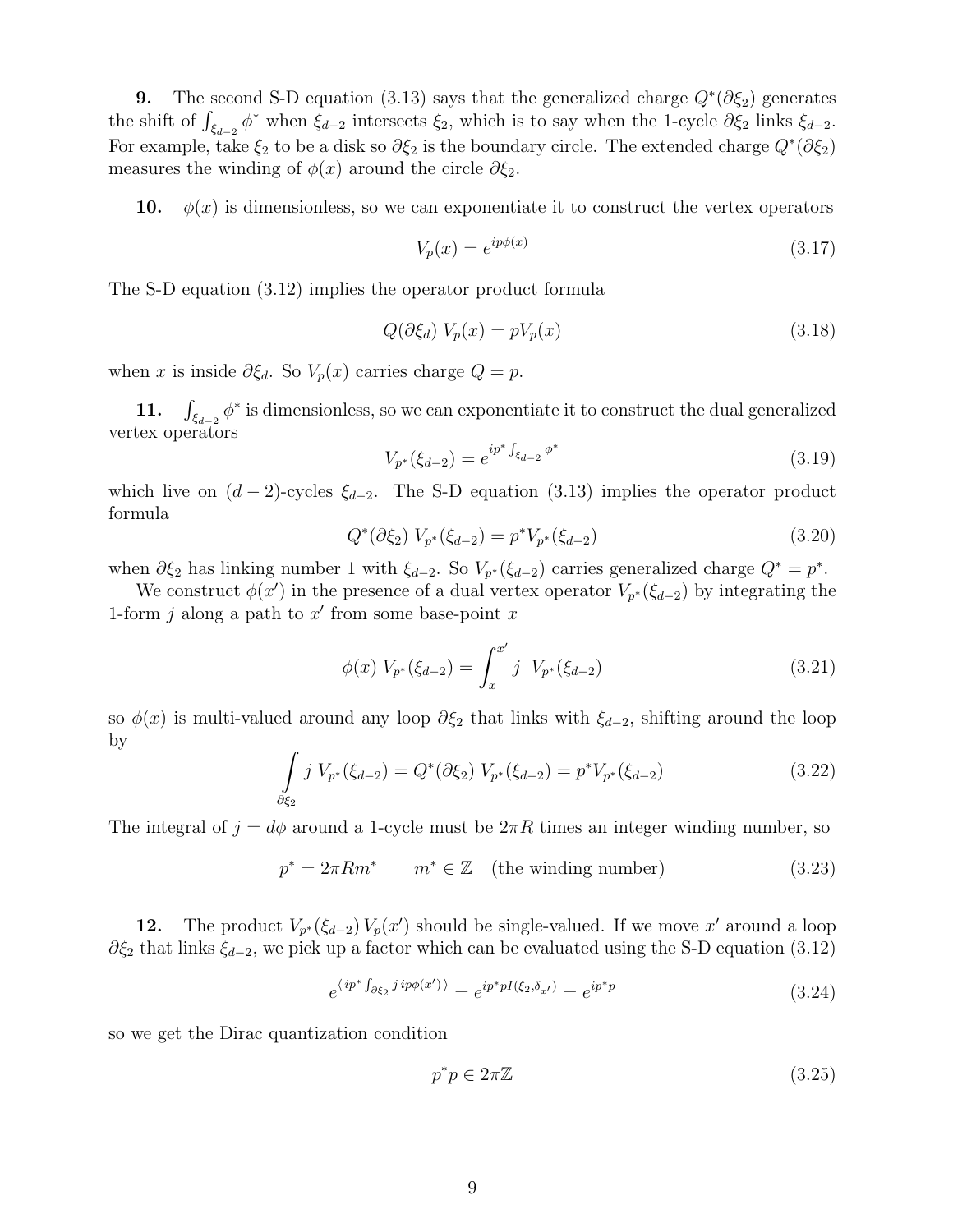**9.** The second S-D equation (3.13) says that the generalized charge $Q^*(\partial\xi_2)$ generates the shift of $\int_{\xi_{d-2}} \phi^*$ when $\xi_{d-2}$ intersects $\xi_2$, which is to say when the 1-cycle $\partial\xi_2$ links $\xi_{d-2}$. For example, take $\xi_2$ to be a disk so $\partial\xi_2$ is the boundary circle. The extended charge $Q^*(\partial\xi_2)$ measures the winding of $\phi(x)$ around the circle $\partial\xi_2$.

**10.** $\phi(x)$ is dimensionless, so we can exponentiate it to construct the vertex operators

$$V_p(x) = e^{ip\phi(x)} \tag{3.17}$$

The S-D equation (3.12) implies the operator product formula

$$Q(\partial\xi_d)\, V_p(x) = pV_p(x) \tag{3.18}$$

when $x$ is inside $\partial\xi_d$. So $V_p(x)$ carries charge $Q = p$.

**11.** $\int_{\xi_{d-2}} \phi^*$ is dimensionless, so we can exponentiate it to construct the dual generalized vertex operators

$$V_{p^*}(\xi_{d-2}) = e^{ip^* \int_{\xi_{d-2}} \phi^*} \tag{3.19}$$

which live on $(d-2)$-cycles $\xi_{d-2}$. The S-D equation (3.13) implies the operator product formula

$$Q^*(\partial\xi_2)\, V_{p^*}(\xi_{d-2}) = p^* V_{p^*}(\xi_{d-2}) \tag{3.20}$$

when $\partial\xi_2$ has linking number 1 with $\xi_{d-2}$. So $V_{p^*}(\xi_{d-2})$ carries generalized charge $Q^* = p^*$.

We construct $\phi(x')$ in the presence of a dual vertex operator $V_{p^*}(\xi_{d-2})$ by integrating the 1-form $j$ along a path to $x'$ from some base-point $x$

$$\phi(x)\, V_{p^*}(\xi_{d-2}) = \int_x^{x'} j \;\; V_{p^*}(\xi_{d-2}) \tag{3.21}$$

so $\phi(x)$ is multi-valued around any loop $\partial\xi_2$ that links with $\xi_{d-2}$, shifting around the loop by

$$\int\limits_{\partial\xi_2} j\, V_{p^*}(\xi_{d-2}) = Q^*(\partial\xi_2)\, V_{p^*}(\xi_{d-2}) = p^* V_{p^*}(\xi_{d-2}) \tag{3.22}$$

The integral of $j = d\phi$ around a 1-cycle must be $2\pi R$ times an integer winding number, so

$$p^* = 2\pi R m^* \qquad m^* \in \mathbb{Z} \quad \text{(the winding number)} \tag{3.23}$$

**12.** The product $V_{p^*}(\xi_{d-2})\, V_p(x')$ should be single-valued. If we move $x'$ around a loop $\partial\xi_2$ that links $\xi_{d-2}$, we pick up a factor which can be evaluated using the S-D equation (3.12)

$$e^{\langle ip^* \int_{\partial\xi_2} j\; ip\phi(x') \rangle} = e^{ip^* p I(\xi_2, \delta_{x'})} = e^{ip^* p} \tag{3.24}$$

so we get the Dirac quantization condition

$$p^* p \in 2\pi\mathbb{Z} \tag{3.25}$$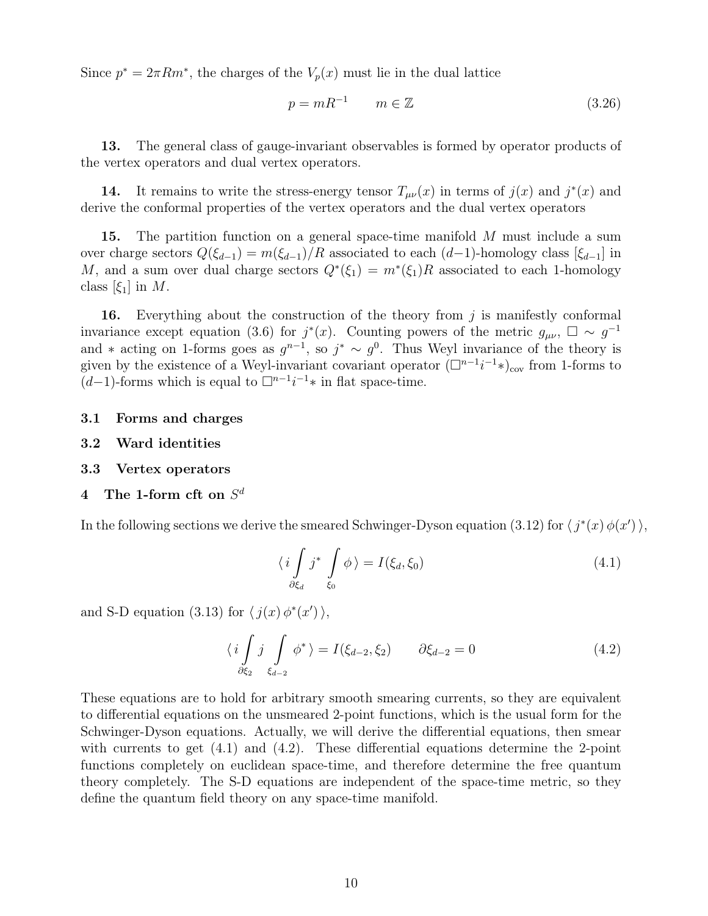Since $p^* = 2\pi R m^*$, the charges of the $V_p(x)$ must lie in the dual lattice

$$p = mR^{-1} \qquad m \in \mathbb{Z} \tag{3.26}$$

**13.** The general class of gauge-invariant observables is formed by operator products of the vertex operators and dual vertex operators.

**14.** It remains to write the stress-energy tensor $T_{\mu\nu}(x)$ in terms of $j(x)$ and $j^*(x)$ and derive the conformal properties of the vertex operators and the dual vertex operators

**15.** The partition function on a general space-time manifold $M$ must include a sum over charge sectors $Q(\xi_{d-1}) = m(\xi_{d-1})/R$ associated to each $(d-1)$-homology class $[\xi_{d-1}]$ in $M$, and a sum over dual charge sectors $Q^*(\xi_1) = m^*(\xi_1)R$ associated to each 1-homology class $[\xi_1]$ in $M$.

**16.** Everything about the construction of the theory from $j$ is manifestly conformal invariance except equation (3.6) for $j^*(x)$. Counting powers of the metric $g_{\mu\nu}$, $\Box \sim g^{-1}$ and $*$ acting on 1-forms goes as $g^{n-1}$, so $j^* \sim g^0$. Thus Weyl invariance of the theory is given by the existence of a Weyl-invariant covariant operator $(\Box^{n-1}i^{-1}*)_{\mathrm{cov}}$ from 1-forms to $(d-1)$-forms which is equal to $\Box^{n-1}i^{-1}*$ in flat space-time.

### 3.1 Forms and charges

### 3.2 Ward identities

### 3.3 Vertex operators

## 4 The 1-form cft on $S^d$

In the following sections we derive the smeared Schwinger-Dyson equation (3.12) for $\langle\, j^*(x)\,\phi(x')\,\rangle$,

$$\langle\, i\int_{\partial\xi_d} j^* \int_{\xi_0} \phi\,\rangle = I(\xi_d, \xi_0) \tag{4.1}$$

and S-D equation (3.13) for $\langle\, j(x)\,\phi^*(x')\,\rangle$,

$$\langle\, i\int_{\partial\xi_2} j \int_{\xi_{d-2}} \phi^*\,\rangle = I(\xi_{d-2}, \xi_2) \qquad \partial\xi_{d-2} = 0 \tag{4.2}$$

These equations are to hold for arbitrary smooth smearing currents, so they are equivalent to differential equations on the unsmeared 2-point functions, which is the usual form for the Schwinger-Dyson equations. Actually, we will derive the differential equations, then smear with currents to get (4.1) and (4.2). These differential equations determine the 2-point functions completely on euclidean space-time, and therefore determine the free quantum theory completely. The S-D equations are independent of the space-time metric, so they define the quantum field theory on any space-time manifold.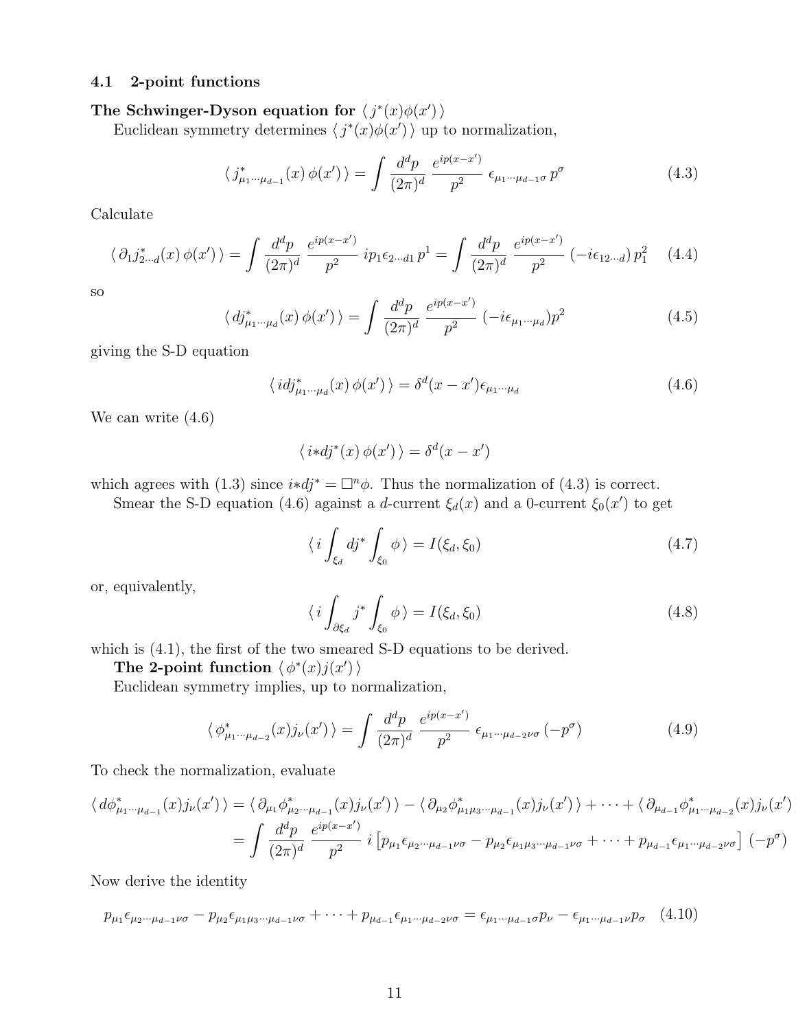### 4.1 2-point functions

**The Schwinger-Dyson equation for $\langle\, j^*(x)\phi(x')\,\rangle$**

Euclidean symmetry determines $\langle\, j^*(x)\phi(x')\,\rangle$ up to normalization,

$$\langle\, j^*_{\mu_1\cdots\mu_{d-1}}(x)\,\phi(x')\,\rangle = \int \frac{d^dp}{(2\pi)^d}\,\frac{e^{ip(x-x')}}{p^2}\,\epsilon_{\mu_1\cdots\mu_{d-1}\sigma}\,p^\sigma \tag{4.3}$$

Calculate

$$\langle\, \partial_1 j^*_{2\cdots d}(x)\,\phi(x')\,\rangle = \int \frac{d^dp}{(2\pi)^d}\,\frac{e^{ip(x-x')}}{p^2}\,ip_1\epsilon_{2\cdots d1}\,p^1 = \int \frac{d^dp}{(2\pi)^d}\,\frac{e^{ip(x-x')}}{p^2}\,(-i\epsilon_{12\cdots d})\,p_1^2 \tag{4.4}$$

so

$$\langle\, dj^*_{\mu_1\cdots\mu_d}(x)\,\phi(x')\,\rangle = \int \frac{d^dp}{(2\pi)^d}\,\frac{e^{ip(x-x')}}{p^2}\,(-i\epsilon_{\mu_1\cdots\mu_d})p^2 \tag{4.5}$$

giving the S-D equation

$$\langle\, idj^*_{\mu_1\cdots\mu_d}(x)\,\phi(x')\,\rangle = \delta^d(x-x')\epsilon_{\mu_1\cdots\mu_d} \tag{4.6}$$

We can write (4.6)

$$\langle\, i{*}dj^*(x)\,\phi(x')\,\rangle = \delta^d(x-x')$$

which agrees with (1.3) since $i{*}dj^* = \Box^n\phi$. Thus the normalization of (4.3) is correct.

Smear the S-D equation (4.6) against a $d$-current $\xi_d(x)$ and a 0-current $\xi_0(x')$ to get

$$\langle\, i\int_{\xi_d} dj^* \int_{\xi_0}\phi\,\rangle = I(\xi_d,\xi_0) \tag{4.7}$$

or, equivalently,

$$\langle\, i\int_{\partial\xi_d} j^* \int_{\xi_0}\phi\,\rangle = I(\xi_d,\xi_0) \tag{4.8}$$

which is (4.1), the first of the two smeared S-D equations to be derived.

**The 2-point function $\langle\, \phi^*(x)j(x')\,\rangle$**

Euclidean symmetry implies, up to normalization,

$$\langle\, \phi^*_{\mu_1\cdots\mu_{d-2}}(x)j_\nu(x')\,\rangle = \int \frac{d^dp}{(2\pi)^d}\,\frac{e^{ip(x-x')}}{p^2}\,\epsilon_{\mu_1\cdots\mu_{d-2}\nu\sigma}\,(-p^\sigma) \tag{4.9}$$

To check the normalization, evaluate

$$\begin{aligned}\langle\, d\phi^*_{\mu_1\cdots\mu_{d-1}}(x)j_\nu(x')\,\rangle &= \langle\, \partial_{\mu_1}\phi^*_{\mu_2\cdots\mu_{d-1}}(x)j_\nu(x')\,\rangle - \langle\, \partial_{\mu_2}\phi^*_{\mu_1\mu_3\cdots\mu_{d-1}}(x)j_\nu(x')\,\rangle + \cdots + \langle\, \partial_{\mu_{d-1}}\phi^*_{\mu_1\cdots\mu_{d-2}}(x)j_\nu(x')\,\rangle \\ &= \int \frac{d^dp}{(2\pi)^d}\,\frac{e^{ip(x-x')}}{p^2}\,i\left[p_{\mu_1}\epsilon_{\mu_2\cdots\mu_{d-1}\nu\sigma} - p_{\mu_2}\epsilon_{\mu_1\mu_3\cdots\mu_{d-1}\nu\sigma} + \cdots + p_{\mu_{d-1}}\epsilon_{\mu_1\cdots\mu_{d-2}\nu\sigma}\right](-p^\sigma)\end{aligned}$$

Now derive the identity

$$p_{\mu_1}\epsilon_{\mu_2\cdots\mu_{d-1}\nu\sigma} - p_{\mu_2}\epsilon_{\mu_1\mu_3\cdots\mu_{d-1}\nu\sigma} + \cdots + p_{\mu_{d-1}}\epsilon_{\mu_1\cdots\mu_{d-2}\nu\sigma} = \epsilon_{\mu_1\cdots\mu_{d-1}\sigma}p_\nu - \epsilon_{\mu_1\cdots\mu_{d-1}\nu}p_\sigma \tag{4.10}$$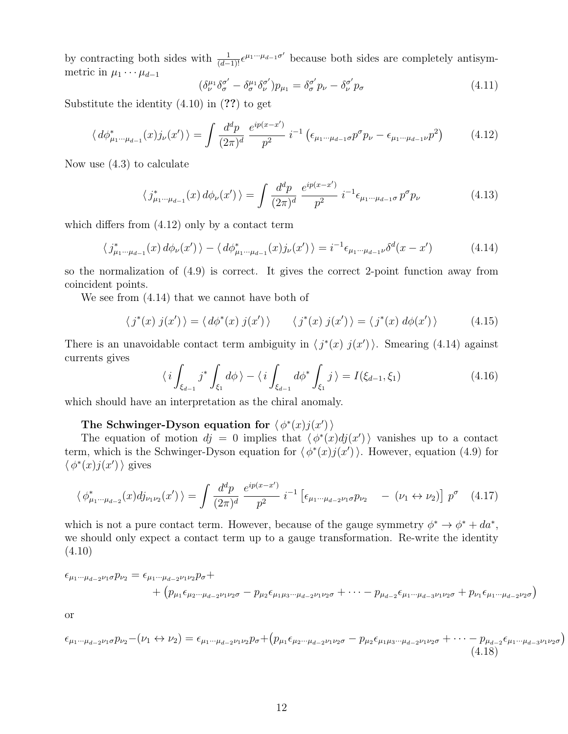by contracting both sides with $\frac{1}{(d-1)!}\epsilon^{\mu_1\cdots\mu_{d-1}\sigma'}$ because both sides are completely antisymmetric in $\mu_1\cdots\mu_{d-1}$

$$(\delta^{\mu_1}_\nu \delta^{\sigma'}_\sigma - \delta^{\mu_1}_\sigma \delta^{\sigma'}_\nu)p_{\mu_1} = \delta^{\sigma'}_\sigma p_\nu - \delta^{\sigma'}_\nu p_\sigma \tag{4.11}$$

Substitute the identity (4.10) in (**??**) to get

$$\langle\, d\phi^*_{\mu_1\cdots\mu_{d-1}}(x) j_\nu(x')\,\rangle = \int \frac{d^dp}{(2\pi)^d}\,\frac{e^{ip(x-x')}}{p^2}\; i^{-1}\left(\epsilon_{\mu_1\cdots\mu_{d-1}\sigma}p^\sigma p_\nu - \epsilon_{\mu_1\cdots\mu_{d-1}\nu}p^2\right) \tag{4.12}$$

Now use (4.3) to calculate

$$\langle\, j^*_{\mu_1\cdots\mu_{d-1}}(x)\, d\phi_\nu(x')\,\rangle = \int \frac{d^dp}{(2\pi)^d}\,\frac{e^{ip(x-x')}}{p^2}\; i^{-1}\epsilon_{\mu_1\cdots\mu_{d-1}\sigma}\, p^\sigma p_\nu \tag{4.13}$$

which differs from (4.12) only by a contact term

$$\langle\, j^*_{\mu_1\cdots\mu_{d-1}}(x)\, d\phi_\nu(x')\,\rangle - \langle\, d\phi^*_{\mu_1\cdots\mu_{d-1}}(x) j_\nu(x')\,\rangle = i^{-1}\epsilon_{\mu_1\cdots\mu_{d-1}\nu}\delta^d(x-x') \tag{4.14}$$

so the normalization of (4.9) is correct. It gives the correct 2-point function away from coincident points.

We see from (4.14) that we cannot have both of

$$\langle\, j^*(x)\; j(x')\,\rangle = \langle\, d\phi^*(x)\; j(x')\,\rangle \qquad \langle\, j^*(x)\; j(x')\,\rangle = \langle\, j^*(x)\; d\phi(x')\,\rangle \tag{4.15}$$

There is an unavoidable contact term ambiguity in $\langle\, j^*(x)\; j(x')\,\rangle$. Smearing (4.14) against currents gives

$$\langle\, i\int_{\xi_{d-1}} j^* \int_{\xi_1} d\phi\,\rangle - \langle\, i\int_{\xi_{d-1}} d\phi^* \int_{\xi_1} j\,\rangle = I(\xi_{d-1},\xi_1) \tag{4.16}$$

which should have an interpretation as the chiral anomaly.

**The Schwinger-Dyson equation for $\langle\, \phi^*(x) j(x')\,\rangle$**

The equation of motion $dj = 0$ implies that $\langle\, \phi^*(x)dj(x')\,\rangle$ vanishes up to a contact term, which is the Schwinger-Dyson equation for $\langle\, \phi^*(x)j(x')\,\rangle$. However, equation (4.9) for $\langle\, \phi^*(x)j(x')\,\rangle$ gives

$$\langle\, \phi^*_{\mu_1\cdots\mu_{d-2}}(x) dj_{\nu_1\nu_2}(x')\,\rangle = \int \frac{d^dp}{(2\pi)^d}\,\frac{e^{ip(x-x')}}{p^2}\; i^{-1}\left[\epsilon_{\mu_1\cdots\mu_{d-2}\nu_1\sigma}p_{\nu_2} \quad - \;(\nu_1 \leftrightarrow \nu_2)\right]\, p^\sigma \tag{4.17}$$

which is not a pure contact term. However, because of the gauge symmetry $\phi^* \to \phi^* + da^*$, we should only expect a contact term up to a gauge transformation. Re-write the identity (4.10)

$$\epsilon_{\mu_1\cdots\mu_{d-2}\nu_1\sigma}p_{\nu_2} = \epsilon_{\mu_1\cdots\mu_{d-2}\nu_1\nu_2}p_\sigma + \\ + \left(p_{\mu_1}\epsilon_{\mu_2\cdots\mu_{d-2}\nu_1\nu_2\sigma} - p_{\mu_2}\epsilon_{\mu_1\mu_3\cdots\mu_{d-2}\nu_1\nu_2\sigma} + \cdots - p_{\mu_{d-2}}\epsilon_{\mu_1\cdots\mu_{d-3}\nu_1\nu_2\sigma} + p_{\nu_1}\epsilon_{\mu_1\cdots\mu_{d-2}\nu_2\sigma}\right)$$

or

$$\epsilon_{\mu_1\cdots\mu_{d-2}\nu_1\sigma}p_{\nu_2} - (\nu_1 \leftrightarrow \nu_2) = \epsilon_{\mu_1\cdots\mu_{d-2}\nu_1\nu_2}p_\sigma + \left(p_{\mu_1}\epsilon_{\mu_2\cdots\mu_{d-2}\nu_1\nu_2\sigma} - p_{\mu_2}\epsilon_{\mu_1\mu_3\cdots\mu_{d-2}\nu_1\nu_2\sigma} + \cdots - p_{\mu_{d-2}}\epsilon_{\mu_1\cdots\mu_{d-3}\nu_1\nu_2\sigma}\right) \tag{4.18}$$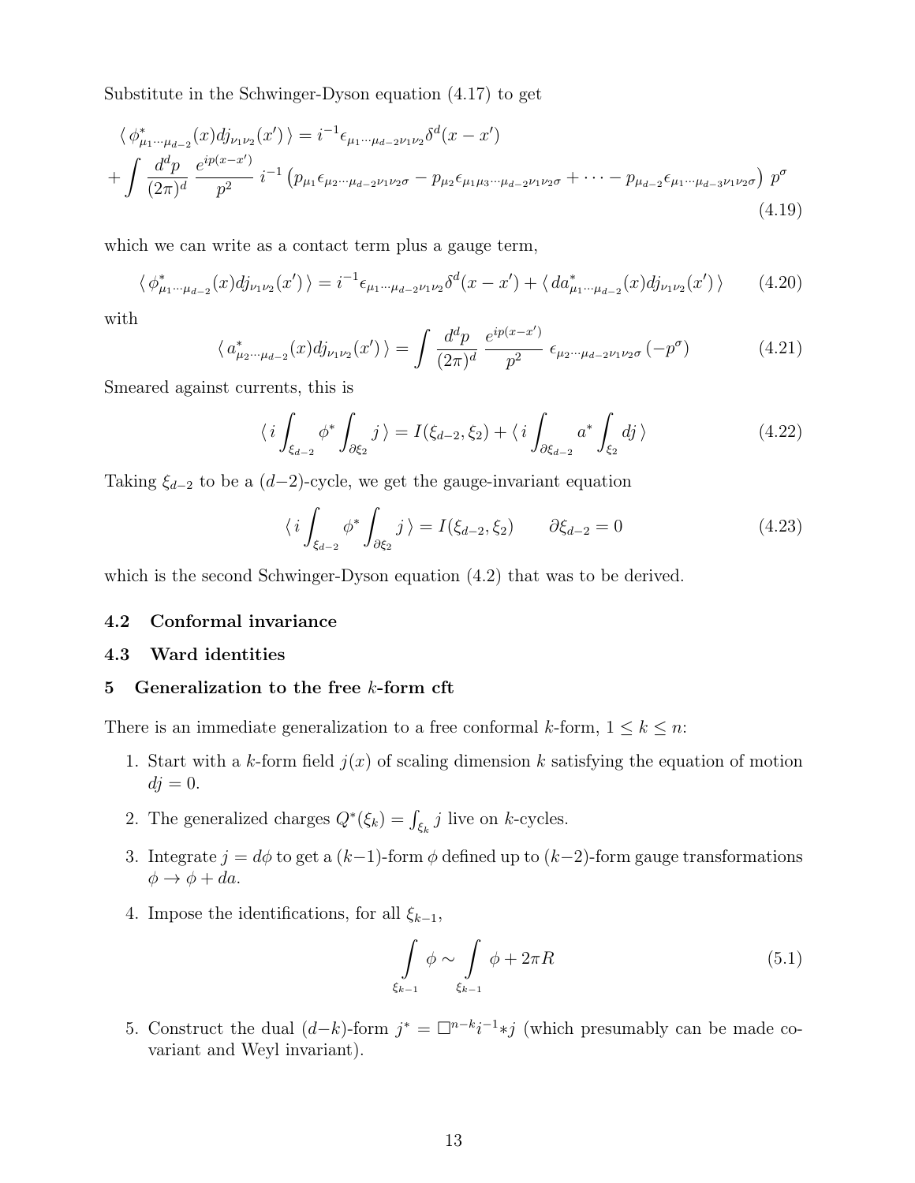Substitute in the Schwinger-Dyson equation (4.17) to get

$$
\begin{aligned}
&\langle\, \phi^*_{\mu_1\cdots\mu_{d-2}}(x) dj_{\nu_1\nu_2}(x')\,\rangle = i^{-1}\epsilon_{\mu_1\cdots\mu_{d-2}\nu_1\nu_2}\delta^d(x-x') \\
&+ \int \frac{d^dp}{(2\pi)^d}\,\frac{e^{ip(x-x')}}{p^2}\; i^{-1}\left(p_{\mu_1}\epsilon_{\mu_2\cdots\mu_{d-2}\nu_1\nu_2\sigma} - p_{\mu_2}\epsilon_{\mu_1\mu_3\cdots\mu_{d-2}\nu_1\nu_2\sigma} + \cdots - p_{\mu_{d-2}}\epsilon_{\mu_1\cdots\mu_{d-3}\nu_1\nu_2\sigma}\right)\, p^\sigma
\end{aligned}
\tag{4.19}
$$

which we can write as a contact term plus a gauge term,

$$
\langle\, \phi^*_{\mu_1\cdots\mu_{d-2}}(x) dj_{\nu_1\nu_2}(x')\,\rangle = i^{-1}\epsilon_{\mu_1\cdots\mu_{d-2}\nu_1\nu_2}\delta^d(x-x') + \langle\, da^*_{\mu_1\cdots\mu_{d-2}}(x) dj_{\nu_1\nu_2}(x')\,\rangle \tag{4.20}
$$

with

$$
\langle\, a^*_{\mu_2\cdots\mu_{d-2}}(x) dj_{\nu_1\nu_2}(x')\,\rangle = \int \frac{d^dp}{(2\pi)^d}\,\frac{e^{ip(x-x')}}{p^2}\;\epsilon_{\mu_2\cdots\mu_{d-2}\nu_1\nu_2\sigma}\,(-p^\sigma) \tag{4.21}
$$

Smeared against currents, this is

$$
\langle\, i\int_{\xi_{d-2}} \phi^* \int_{\partial\xi_2} j\,\rangle = I(\xi_{d-2},\xi_2) + \langle\, i\int_{\partial\xi_{d-2}} a^* \int_{\xi_2} dj\,\rangle \tag{4.22}
$$

Taking $\xi_{d-2}$ to be a $(d-2)$-cycle, we get the gauge-invariant equation

$$
\langle\, i\int_{\xi_{d-2}} \phi^* \int_{\partial\xi_2} j\,\rangle = I(\xi_{d-2},\xi_2) \qquad \partial\xi_{d-2} = 0 \tag{4.23}
$$

which is the second Schwinger-Dyson equation (4.2) that was to be derived.

### 4.2 Conformal invariance

### 4.3 Ward identities

## 5 Generalization to the free $k$-form cft

There is an immediate generalization to a free conformal $k$-form, $1 \le k \le n$:

1. Start with a $k$-form field $j(x)$ of scaling dimension $k$ satisfying the equation of motion $dj = 0$.
2. The generalized charges $Q^*(\xi_k) = \int_{\xi_k} j$ live on $k$-cycles.
3. Integrate $j = d\phi$ to get a $(k-1)$-form $\phi$ defined up to $(k-2)$-form gauge transformations $\phi \to \phi + da$.
4. Impose the identifications, for all $\xi_{k-1}$,

$$
\int_{\xi_{k-1}} \phi \sim \int_{\xi_{k-1}} \phi + 2\pi R \tag{5.1}
$$

5. Construct the dual $(d-k)$-form $j^* = \Box^{n-k} i^{-1} {*j}$ (which presumably can be made covariant and Weyl invariant).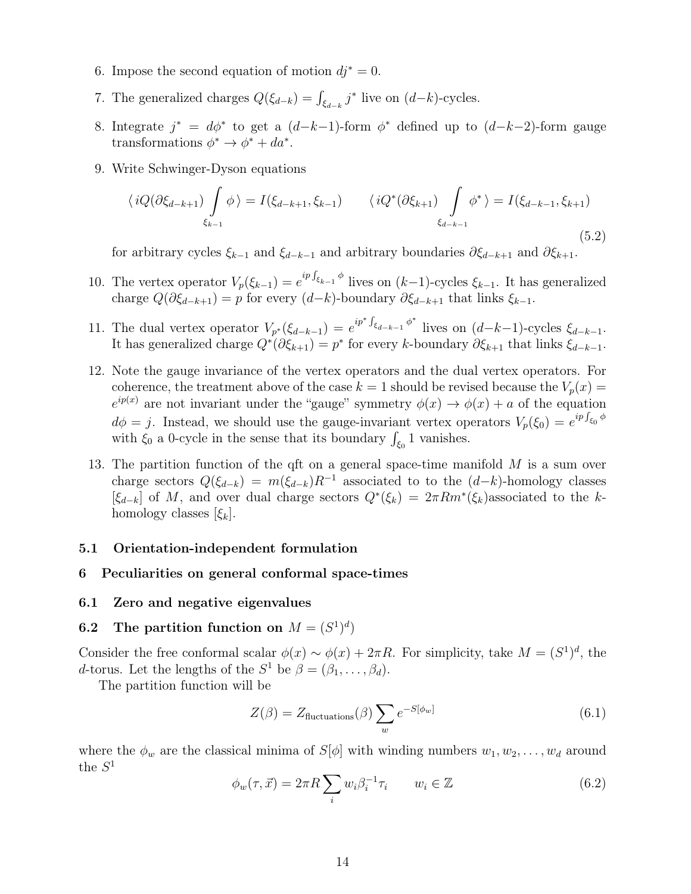6. Impose the second equation of motion $dj^* = 0$.

7. The generalized charges $Q(\xi_{d-k}) = \int_{\xi_{d-k}} j^*$ live on $(d-k)$-cycles.

8. Integrate $j^* = d\phi^*$ to get a $(d-k-1)$-form $\phi^*$ defined up to $(d-k-2)$-form gauge transformations $\phi^* \to \phi^* + da^*$.

9. Write Schwinger-Dyson equations

$$\langle \, iQ(\partial\xi_{d-k+1}) \int\limits_{\xi_{k-1}} \phi \, \rangle = I(\xi_{d-k+1}, \xi_{k-1}) \qquad \langle \, iQ^*(\partial\xi_{k+1}) \int\limits_{\xi_{d-k-1}} \phi^* \, \rangle = I(\xi_{d-k-1}, \xi_{k+1}) \tag{5.2}$$

for arbitrary cycles $\xi_{k-1}$ and $\xi_{d-k-1}$ and arbitrary boundaries $\partial\xi_{d-k+1}$ and $\partial\xi_{k+1}$.

10. The vertex operator $V_p(\xi_{k-1}) = e^{ip\int_{\xi_{k-1}}\phi}$ lives on $(k-1)$-cycles $\xi_{k-1}$. It has generalized charge $Q(\partial\xi_{d-k+1}) = p$ for every $(d-k)$-boundary $\partial\xi_{d-k+1}$ that links $\xi_{k-1}$.

11. The dual vertex operator $V_{p^*}(\xi_{d-k-1}) = e^{ip^*\int_{\xi_{d-k-1}}\phi^*}$ lives on $(d-k-1)$-cycles $\xi_{d-k-1}$. It has generalized charge $Q^*(\partial\xi_{k+1}) = p^*$ for every $k$-boundary $\partial\xi_{k+1}$ that links $\xi_{d-k-1}$.

12. Note the gauge invariance of the vertex operators and the dual vertex operators. For coherence, the treatment above of the case $k=1$ should be revised because the $V_p(x) = e^{ip(x)}$ are not invariant under the "gauge" symmetry $\phi(x) \to \phi(x) + a$ of the equation $d\phi = j$. Instead, we should use the gauge-invariant vertex operators $V_p(\xi_0) = e^{ip\int_{\xi_0}\phi}$ with $\xi_0$ a 0-cycle in the sense that its boundary $\int_{\xi_0} 1$ vanishes.

13. The partition function of the qft on a general space-time manifold $M$ is a sum over charge sectors $Q(\xi_{d-k}) = m(\xi_{d-k})R^{-1}$ associated to to the $(d-k)$-homology classes $[\xi_{d-k}]$ of $M$, and over dual charge sectors $Q^*(\xi_k) = 2\pi R m^*(\xi_k)$associated to the $k$-homology classes $[\xi_k]$.

### 5.1 Orientation-independent formulation

## 6 Peculiarities on general conformal space-times

### 6.1 Zero and negative eigenvalues

### 6.2 The partition function on $M = (S^1)^d$)

Consider the free conformal scalar $\phi(x) \sim \phi(x) + 2\pi R$. For simplicity, take $M = (S^1)^d$, the $d$-torus. Let the lengths of the $S^1$ be $\beta = (\beta_1, \ldots, \beta_d)$.

The partition function will be

$$Z(\beta) = Z_{\text{fluctuations}}(\beta) \sum_w e^{-S[\phi_w]} \tag{6.1}$$

where the $\phi_w$ are the classical minima of $S[\phi]$ with winding numbers $w_1, w_2, \ldots, w_d$ around the $S^1$

$$\phi_w(\tau, \vec{x}) = 2\pi R \sum_i w_i \beta_i^{-1} \tau_i \qquad w_i \in \mathbb{Z} \tag{6.2}$$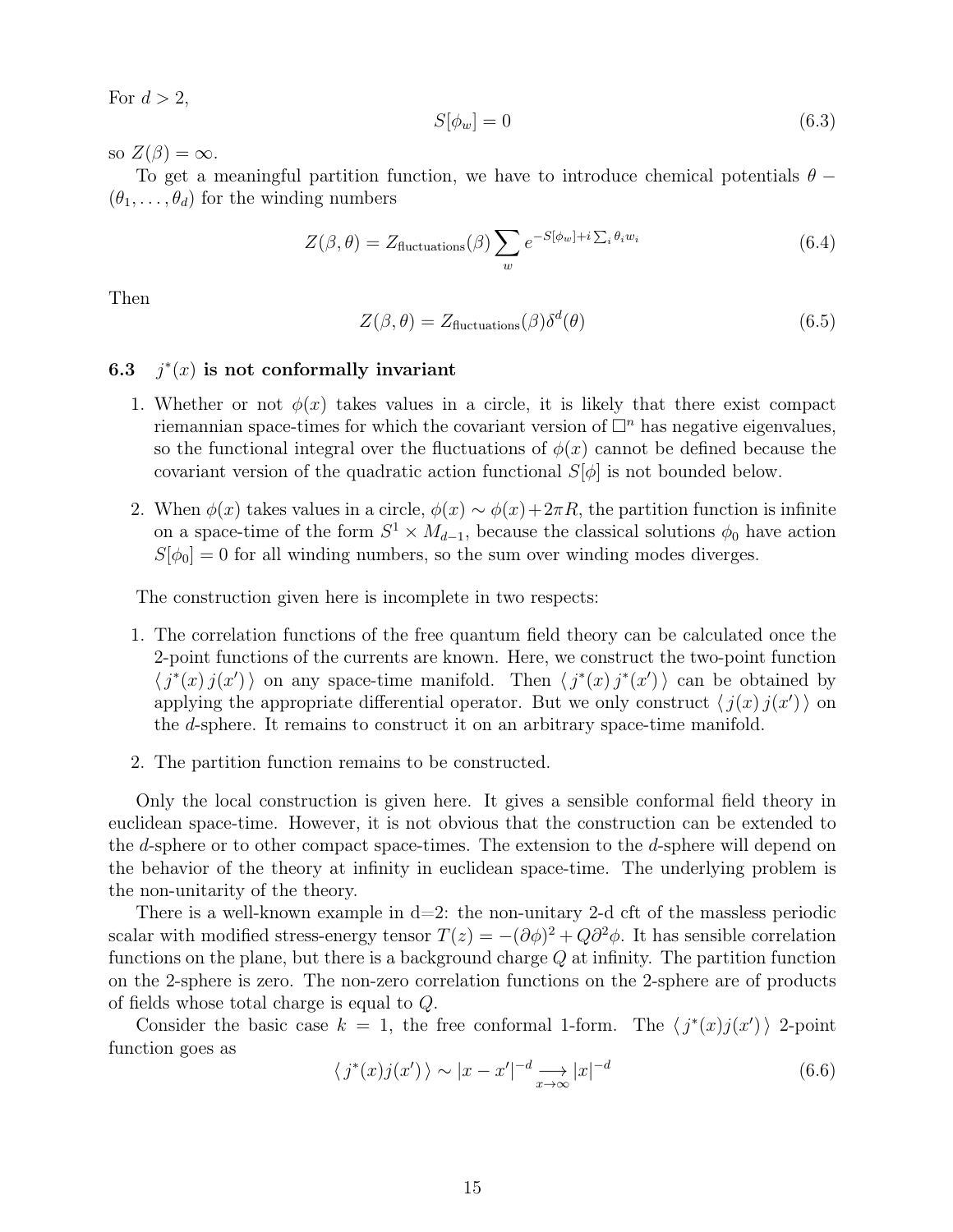For $d > 2$,

$$S[\phi_w] = 0 \tag{6.3}$$

so $Z(\beta) = \infty$.

To get a meaningful partition function, we have to introduce chemical potentials $\theta -(\theta_1, \ldots, \theta_d)$ for the winding numbers

$$Z(\beta, \theta) = Z_{\text{fluctuations}}(\beta) \sum_w e^{-S[\phi_w] + i \sum_i \theta_i w_i} \tag{6.4}$$

Then

$$Z(\beta, \theta) = Z_{\text{fluctuations}}(\beta) \delta^d(\theta) \tag{6.5}$$

### 6.3 $j^*(x)$ is not conformally invariant

1. Whether or not $\phi(x)$ takes values in a circle, it is likely that there exist compact riemannian space-times for which the covariant version of $\Box^n$ has negative eigenvalues, so the functional integral over the fluctuations of $\phi(x)$ cannot be defined because the covariant version of the quadratic action functional $S[\phi]$ is not bounded below.

2. When $\phi(x)$ takes values in a circle, $\phi(x) \sim \phi(x) + 2\pi R$, the partition function is infinite on a space-time of the form $S^1 \times M_{d-1}$, because the classical solutions $\phi_0$ have action $S[\phi_0] = 0$ for all winding numbers, so the sum over winding modes diverges.

The construction given here is incomplete in two respects:

1. The correlation functions of the free quantum field theory can be calculated once the 2-point functions of the currents are known. Here, we construct the two-point function $\langle\, j^*(x)\, j(x')\,\rangle$ on any space-time manifold. Then $\langle\, j^*(x)\, j^*(x')\,\rangle$ can be obtained by applying the appropriate differential operator. But we only construct $\langle\, j(x)\, j(x')\,\rangle$ on the $d$-sphere. It remains to construct it on an arbitrary space-time manifold.

2. The partition function remains to be constructed.

Only the local construction is given here. It gives a sensible conformal field theory in euclidean space-time. However, it is not obvious that the construction can be extended to the $d$-sphere or to other compact space-times. The extension to the $d$-sphere will depend on the behavior of the theory at infinity in euclidean space-time. The underlying problem is the non-unitarity of the theory.

There is a well-known example in d=2: the non-unitary 2-d cft of the massless periodic scalar with modified stress-energy tensor $T(z) = -(\partial\phi)^2 + Q\partial^2\phi$. It has sensible correlation functions on the plane, but there is a background charge $Q$ at infinity. The partition function on the 2-sphere is zero. The non-zero correlation functions on the 2-sphere are of products of fields whose total charge is equal to $Q$.

Consider the basic case $k = 1$, the free conformal 1-form. The $\langle\, j^*(x) j(x')\,\rangle$ 2-point function goes as

$$\langle\, j^*(x) j(x')\,\rangle \sim |x - x'|^{-d} \underset{x\to\infty}{\longrightarrow} |x|^{-d} \tag{6.6}$$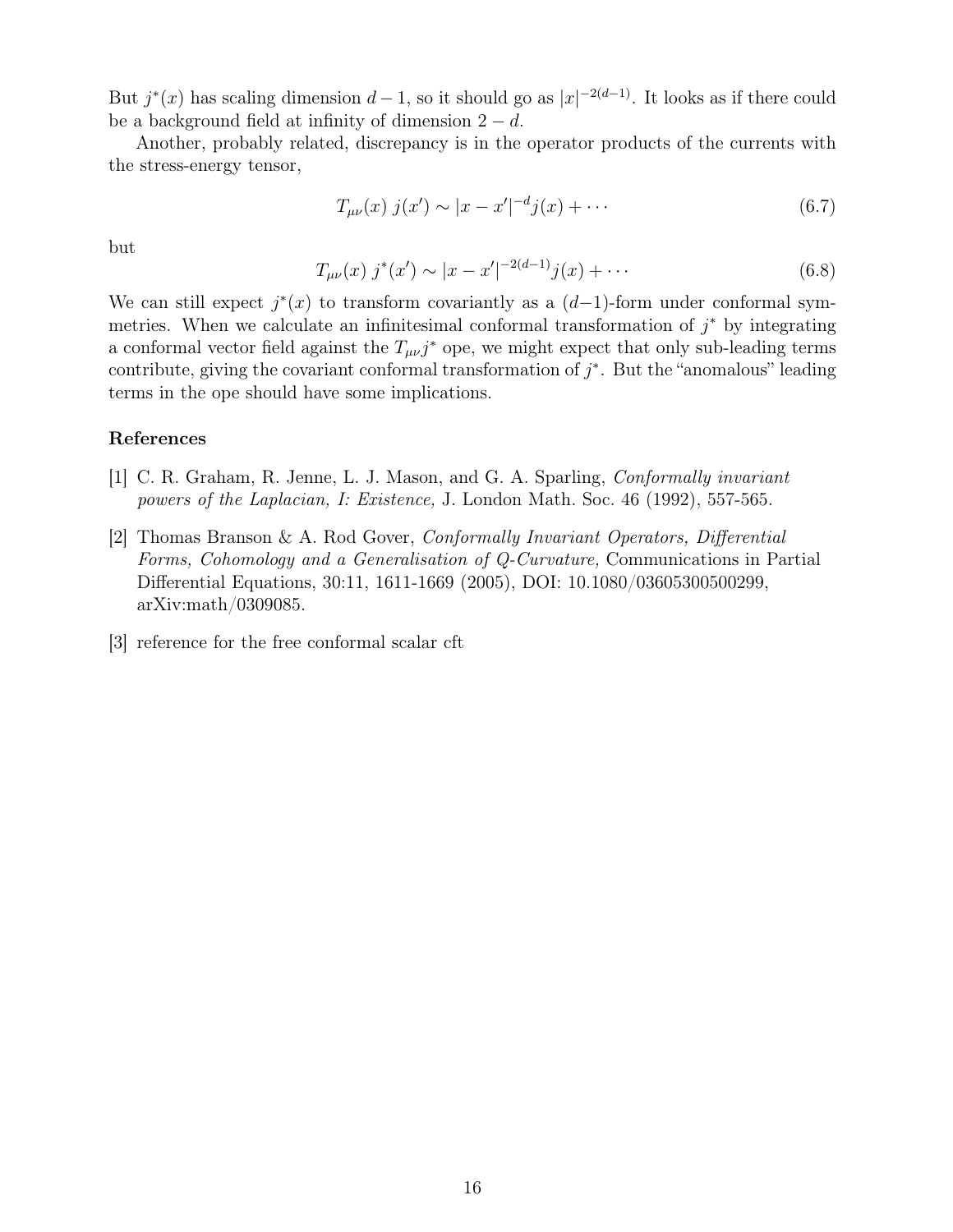But $j^*(x)$ has scaling dimension $d-1$, so it should go as $|x|^{-2(d-1)}$. It looks as if there could be a background field at infinity of dimension $2-d$.

Another, probably related, discrepancy is in the operator products of the currents with the stress-energy tensor,

$$T_{\mu\nu}(x)\; j(x') \sim |x-x'|^{-d} j(x) + \cdots \tag{6.7}$$

but

$$T_{\mu\nu}(x)\; j^*(x') \sim |x-x'|^{-2(d-1)} j(x) + \cdots \tag{6.8}$$

We can still expect $j^*(x)$ to transform covariantly as a $(d-1)$-form under conformal symmetries. When we calculate an infinitesimal conformal transformation of $j^*$ by integrating a conformal vector field against the $T_{\mu\nu} j^*$ ope, we might expect that only sub-leading terms contribute, giving the covariant conformal transformation of $j^*$. But the "anomalous" leading terms in the ope should have some implications.

## References

[1] C. R. Graham, R. Jenne, L. J. Mason, and G. A. Sparling, *Conformally invariant powers of the Laplacian, I: Existence,* J. London Math. Soc. 46 (1992), 557-565.

[2] Thomas Branson & A. Rod Gover, *Conformally Invariant Operators, Differential Forms, Cohomology and a Generalisation of Q-Curvature,* Communications in Partial Differential Equations, 30:11, 1611-1669 (2005), DOI: 10.1080/03605300500299, arXiv:math/0309085.

[3] reference for the free conformal scalar cft